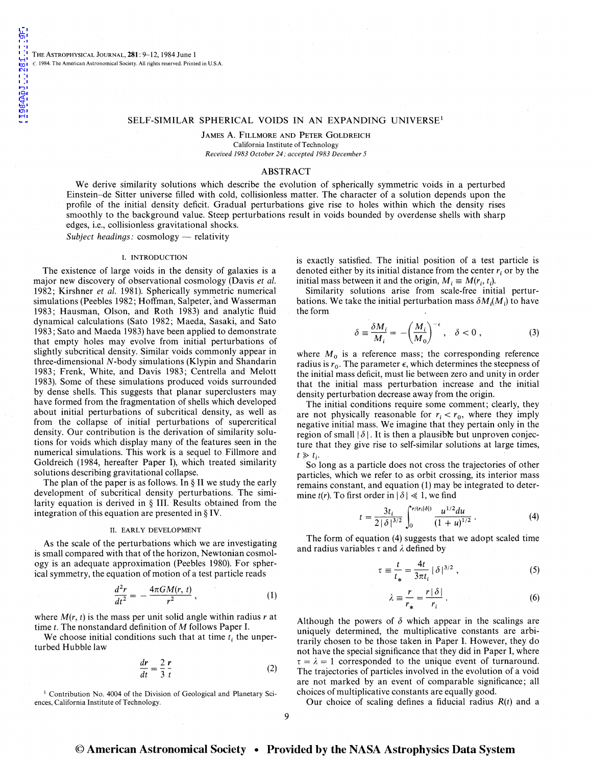# SELF-SIMILAR SPHERICAL VOIDS IN AN EXPANDING UNIVERSE[1]

James A. Fillmore and Peter Goldreich

California Institute of Technology

*Received 1983 October 24; accepted 1983 December 5*

## ABSTRACT

We derive similarity solutions which describe the evolution of spherically symmetric voids in a perturbed Einstein–de Sitter universe filled with cold, collisionless matter. The character of a solution depends upon the profile of the initial density deficit. Gradual perturbations give rise to holes within which the density rises smoothly to the background value. Steep perturbations result in voids bounded by overdense shells with sharp edges, i.e., collisionless gravitational shocks.

*Subject headings:* cosmology — relativity

## I. INTRODUCTION

The existence of large voids in the density of galaxies is a major new discovery of observational cosmology (Davis *et al.* 1982; Kirshner *et al.* 1981). Spherically symmetric numerical simulations (Peebles 1982; Hoffman, Salpeter, and Wasserman 1983; Hausman, Olson, and Roth 1983) and analytic fluid dynamical calculations (Sato 1982; Maeda, Sasaki, and Sato 1983; Sato and Maeda 1983) have been applied to demonstrate that empty holes may evolve from initial perturbations of slightly subcritical density. Similar voids commonly appear in three-dimensional $N$-body simulations (Klypin and Shandarin 1983; Frenk, White, and Davis 1983; Centrella and Melott 1983). Some of these simulations produced voids surrounded by dense shells. This suggests that planar superclusters may have formed from the fragmentation of shells which developed about initial perturbations of subcritical density, as well as from the collapse of initial perturbations of supercritical density. Our contribution is the derivation of similarity solutions for voids which display many of the features seen in the numerical simulations. This work is a sequel to Fillmore and Goldreich (1984, hereafter Paper I), which treated similarity solutions describing gravitational collapse.

The plan of the paper is as follows. In § II we study the early development of subcritical density perturbations. The similarity equation is derived in § III. Results obtained from the integration of this equation are presented in § IV.

## II. EARLY DEVELOPMENT

As the scale of the perturbations which we are investigating is small compared with that of the horizon, Newtonian cosmology is an adequate approximation (Peebles 1980). For spherical symmetry, the equation of motion of a test particle reads

$$\frac{d^2 r}{dt^2} = -\frac{4\pi G M(r, t)}{r^2}, \tag{1}$$

where $M(r, t)$ is the mass per unit solid angle within radius $r$ at time $t$. The nonstandard definition of $M$ follows Paper I.

We choose initial conditions such that at time $t_i$ the unperturbed Hubble law

$$\frac{dr}{dt} = \frac{2}{3}\frac{r}{t} \tag{2}$$

is exactly satisfied. The initial position of a test particle is denoted either by its initial distance from the center $r_i$ or by the initial mass between it and the origin, $M_i \equiv M(r_i, t_i)$.

Similarity solutions arise from scale-free initial perturbations. We take the initial perturbation mass $\delta M_i(M_i)$ to have the form

$$\delta \equiv \frac{\delta M_i}{M_i} = -\left(\frac{M_i}{M_0}\right)^{-\epsilon}, \quad \delta < 0, \tag{3}$$

where $M_0$ is a reference mass; the corresponding reference radius is $r_0$. The parameter $\epsilon$, which determines the steepness of the initial mass deficit, must lie between zero and unity in order that the initial mass perturbation increase and the initial density perturbation decrease away from the origin.

The initial conditions require some comment; clearly, they are not physically reasonable for $r_i < r_0$, where they imply negative initial mass. We imagine that they pertain only in the region of small $|\delta|$. It is then a plausible but unproven conjecture that they give rise to self-similar solutions at large times, $t \gg t_i$.

So long as a particle does not cross the trajectories of other particles, which we refer to as orbit crossing, its interior mass remains constant, and equation (1) may be integrated to determine $t(r)$. To first order in $|\delta| \ll 1$, we find

$$t = \frac{3t_i}{2|\delta|^{3/2}} \int_0^{r/(r_i|\delta|)} \frac{u^{1/2} du}{(1+u)^{1/2}}. \tag{4}$$

The form of equation (4) suggests that we adopt scaled time and radius variables $\tau$ and $\lambda$ defined by

$$\tau \equiv \frac{t}{t_*} = \frac{4t}{3\pi t_i}|\delta|^{3/2}, \tag{5}$$

$$\lambda \equiv \frac{r}{r_*} = \frac{r|\delta|}{r_i}. \tag{6}$$

Although the powers of $\delta$ which appear in the scalings are uniquely determined, the multiplicative constants are arbitrarily chosen to be those taken in Paper I. However, they do not have the special significance that they did in Paper I, where $\tau = \lambda = 1$ corresponded to the unique event of turnaround. The trajectories of particles involved in the evolution of a void are not marked by an event of comparable significance; all choices of multiplicative constants are equally good.

Our choice of scaling defines a fiducial radius $R(t)$ and a

[1] Contribution No. 4004 of the Division of Geological and Planetary Sciences, California Institute of Technology.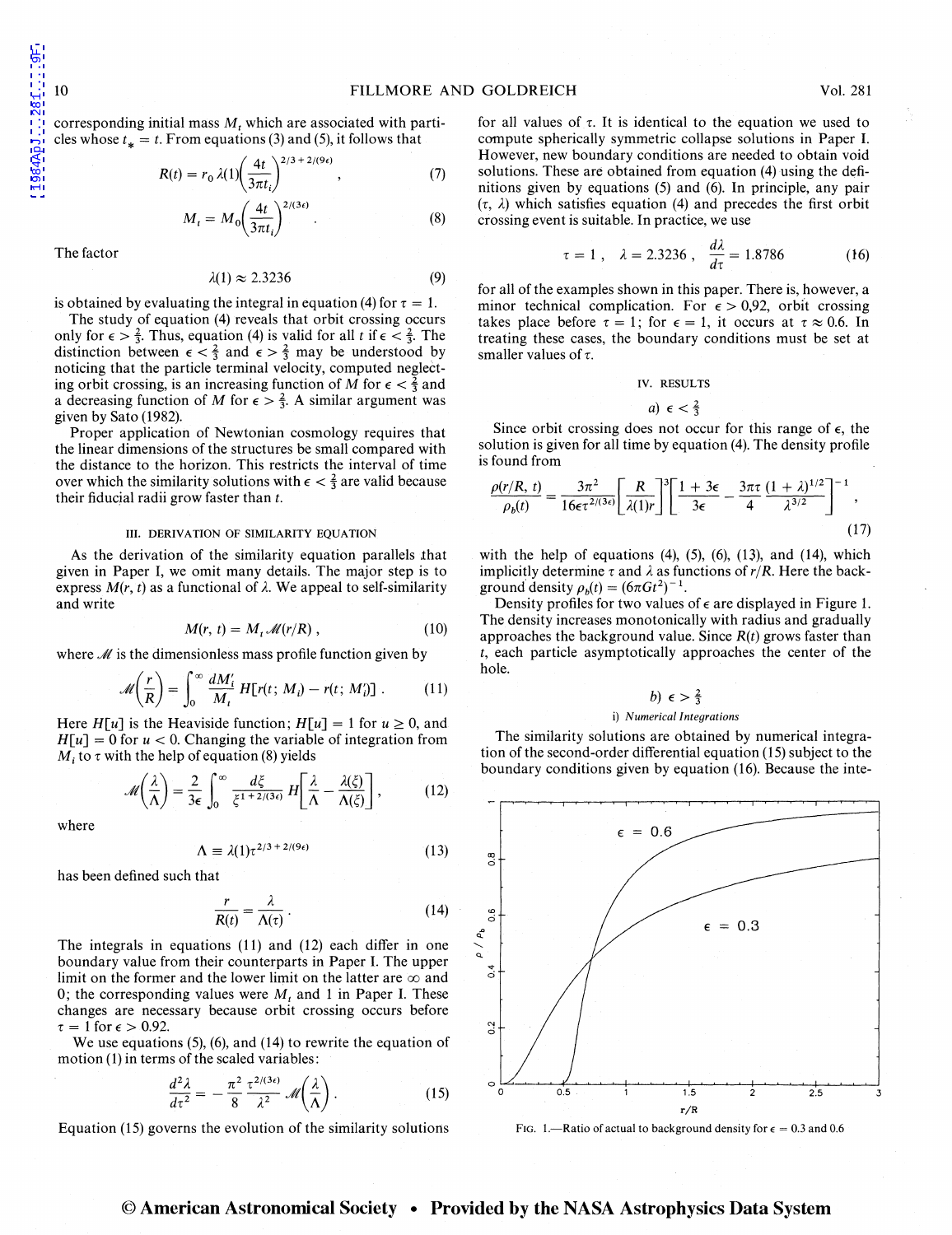corresponding initial mass $M_t$ which are associated with particles whose $t_* = t$. From equations (3) and (5), it follows that

$$R(t) = r_0\,\lambda(1)\left(\frac{4t}{3\pi t_i}\right)^{2/3+2/(9\epsilon)}, \tag{7}$$

$$M_t = M_0\left(\frac{4t}{3\pi t_i}\right)^{2/(3\epsilon)}. \tag{8}$$

The factor

$$\lambda(1) \approx 2.3236 \tag{9}$$

is obtained by evaluating the integral in equation (4) for $\tau = 1$.

The study of equation (4) reveals that orbit crossing occurs only for $\epsilon > \frac{2}{3}$. Thus, equation (4) is valid for all $t$ if $\epsilon < \frac{2}{3}$. The distinction between $\epsilon < \frac{2}{3}$ and $\epsilon > \frac{2}{3}$ may be understood by noticing that the particle terminal velocity, computed neglecting orbit crossing, is an increasing function of $M$ for $\epsilon < \frac{2}{3}$ and a decreasing function of $M$ for $\epsilon > \frac{2}{3}$. A similar argument was given by Sato (1982).

Proper application of Newtonian cosmology requires that the linear dimensions of the structures be small compared with the distance to the horizon. This restricts the interval of time over which the similarity solutions with $\epsilon < \frac{2}{3}$ are valid because their fiducial radii grow faster than $t$.

## III. DERIVATION OF SIMILARITY EQUATION

As the derivation of the similarity equation parallels that given in Paper I, we omit many details. The major step is to express $M(r, t)$ as a functional of $\lambda$. We appeal to self-similarity and write

$$M(r, t) = M_t\,\mathscr{M}(r/R), \tag{10}$$

where $\mathscr{M}$ is the dimensionless mass profile function given by

$$\mathscr{M}\left(\frac{r}{R}\right) = \int_0^\infty \frac{dM_i'}{M_t}\,H[r(t; M_i) - r(t; M_i')]. \tag{11}$$

Here $H[u]$ is the Heaviside function; $H[u] = 1$ for $u \geq 0$, and $H[u] = 0$ for $u < 0$. Changing the variable of integration from $M_i$ to $\tau$ with the help of equation (8) yields

$$\mathscr{M}\left(\frac{\lambda}{\Lambda}\right) = \frac{2}{3\epsilon}\int_0^\infty \frac{d\xi}{\xi^{1+2/(3\epsilon)}}\,H\left[\frac{\lambda}{\Lambda} - \frac{\lambda(\xi)}{\Lambda(\xi)}\right], \tag{12}$$

where

$$\Lambda \equiv \lambda(1)\tau^{2/3+2/(9\epsilon)} \tag{13}$$

has been defined such that

$$\frac{r}{R(t)} = \frac{\lambda}{\Lambda(\tau)}. \tag{14}$$

The integrals in equations (11) and (12) each differ in one boundary value from their counterparts in Paper I. The upper limit on the former and the lower limit on the latter are $\infty$ and 0; the corresponding values were $M_t$ and 1 in Paper I. These changes are necessary because orbit crossing occurs before $\tau = 1$ for $\epsilon > 0.92$.

We use equations (5), (6), and (14) to rewrite the equation of motion (1) in terms of the scaled variables:

$$\frac{d^2\lambda}{d\tau^2} = -\frac{\pi^2}{8}\frac{\tau^{2/(3\epsilon)}}{\lambda^2}\,\mathscr{M}\left(\frac{\lambda}{\Lambda}\right). \tag{15}$$

Equation (15) governs the evolution of the similarity solutions for all values of $\tau$. It is identical to the equation we used to compute spherically symmetric collapse solutions in Paper I. However, new boundary conditions are needed to obtain void solutions. These are obtained from equation (4) using the definitions given by equations (5) and (6). In principle, any pair $(\tau, \lambda)$ which satisfies equation (4) and precedes the first orbit crossing event is suitable. In practice, we use

$$\tau = 1\,, \quad \lambda = 2.3236\,, \quad \frac{d\lambda}{d\tau} = 1.8786 \tag{16}$$

for all of the examples shown in this paper. There is, however, a minor technical complication. For $\epsilon > 0.92$, orbit crossing takes place before $\tau = 1$; for $\epsilon = 1$, it occurs at $\tau \approx 0.6$. In treating these cases, the boundary conditions must be set at smaller values of $\tau$.

## IV. RESULTS

### a) $\epsilon < \frac{2}{3}$

Since orbit crossing does not occur for this range of $\epsilon$, the solution is given for all time by equation (4). The density profile is found from

$$\frac{\rho(r/R, t)}{\rho_b(t)} = \frac{3\pi^2}{16\epsilon\tau^{2/(3\epsilon)}}\left[\frac{R}{\lambda(1)r}\right]^3\left[\frac{1+3\epsilon}{3\epsilon} - \frac{3\pi\tau}{4}\frac{(1+\lambda)^{1/2}}{\lambda^{3/2}}\right]^{-1}, \tag{17}$$

with the help of equations (4), (5), (6), (13), and (14), which implicitly determine $\tau$ and $\lambda$ as functions of $r/R$. Here the background density $\rho_b(t) = (6\pi G t^2)^{-1}$.

Density profiles for two values of $\epsilon$ are displayed in Figure 1. The density increases monotonically with radius and gradually approaches the background value. Since $R(t)$ grows faster than $t$, each particle asymptotically approaches the center of the hole.

### b) $\epsilon > \frac{2}{3}$

#### i) *Numerical Integrations*

The similarity solutions are obtained by numerical integration of the second-order differential equation (15) subject to the boundary conditions given by equation (16). Because the inte-

FIG. 1.—Ratio of actual to background density for $\epsilon = 0.3$ and 0.6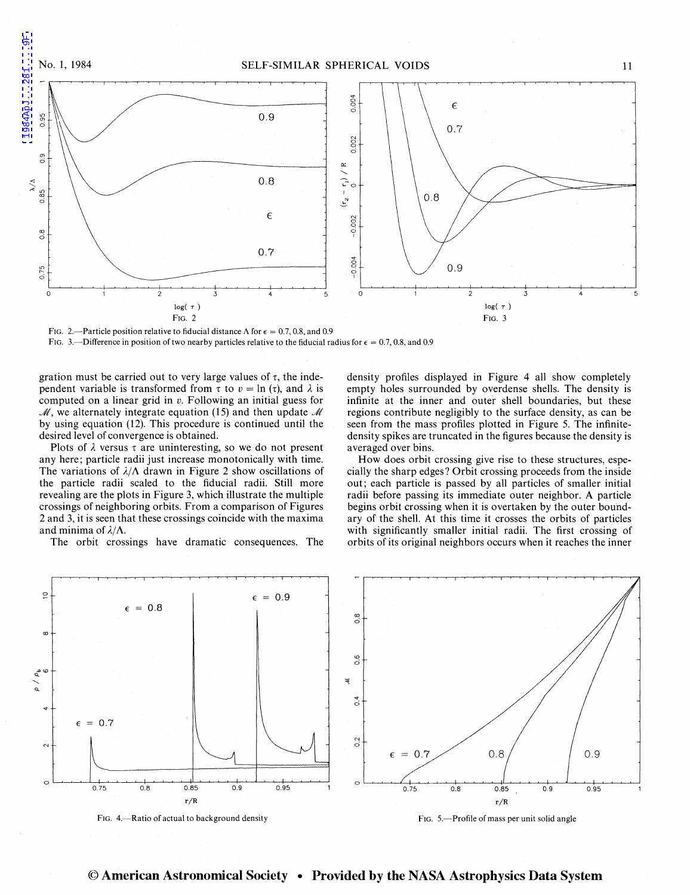FIG. 2.—Particle position relative to fiducial distance $\Lambda$ for $\epsilon$ = 0.7, 0.8, and 0.9

FIG. 3.—Difference in position of two nearby particles relative to the fiducial radius for $\epsilon$ = 0.7, 0.8, and 0.9

gration must be carried out to very large values of $\tau$, the independent variable is transformed from $\tau$ to $v = \ln(\tau)$, and $\lambda$ is computed on a linear grid in $v$. Following an initial guess for $\mathscr{M}$, we alternately integrate equation (15) and then update $\mathscr{M}$ by using equation (12). This procedure is continued until the desired level of convergence is obtained.

Plots of $\lambda$ versus $\tau$ are uninteresting, so we do not present any here; particle radii just increase monotonically with time. The variations of $\lambda/\Lambda$ drawn in Figure 2 show oscillations of the particle radii scaled to the fiducial radii. Still more revealing are the plots in Figure 3, which illustrate the multiple crossings of neighboring orbits. From a comparison of Figures 2 and 3, it is seen that these crossings coincide with the maxima and minima of $\lambda/\Lambda$.

The orbit crossings have dramatic consequences. The density profiles displayed in Figure 4 all show completely empty holes surrounded by overdense shells. The density is infinite at the inner and outer shell boundaries, but these regions contribute negligibly to the surface density, as can be seen from the mass profiles plotted in Figure 5. The infinite-density spikes are truncated in the figures because the density is averaged over bins.

How does orbit crossing give rise to these structures, especially the sharp edges? Orbit crossing proceeds from the inside out; each particle is passed by all particles of smaller initial radii before passing its immediate outer neighbor. A particle begins orbit crossing when it is overtaken by the outer boundary of the shell. At this time it crosses the orbits of particles with significantly smaller initial radii. The first crossing of orbits of its original neighbors occurs when it reaches the inner

FIG. 4.—Ratio of actual to background density

FIG. 5.—Profile of mass per unit solid angle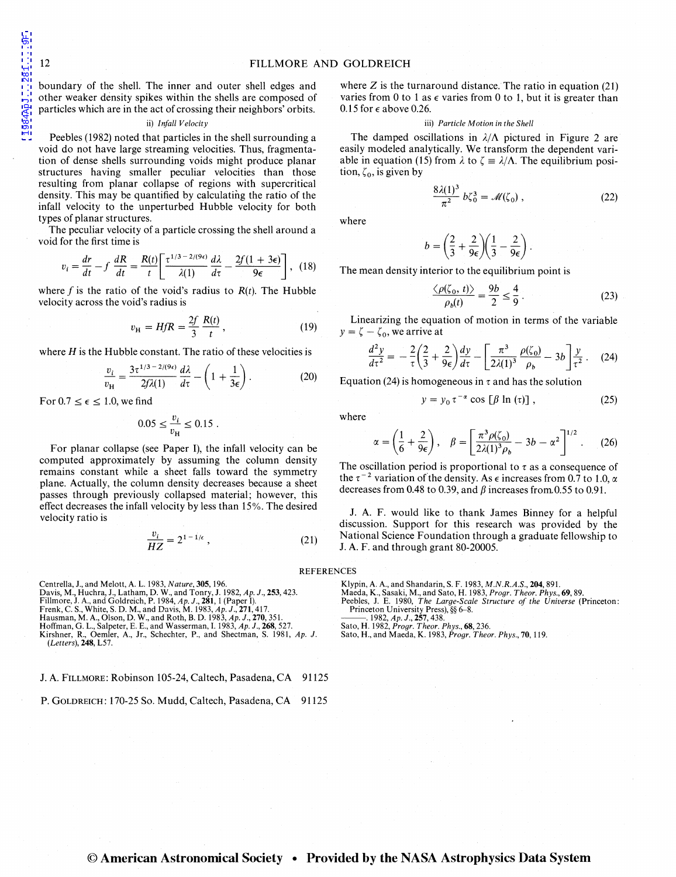boundary of the shell. The inner and outer shell edges and other weaker density spikes within the shells are composed of particles which are in the act of crossing their neighbors' orbits.

#### ii) *Infall Velocity*

Peebles (1982) noted that particles in the shell surrounding a void do not have large streaming velocities. Thus, fragmentation of dense shells surrounding voids might produce planar structures having smaller peculiar velocities than those resulting from planar collapse of regions with supercritical density. This may be quantified by calculating the ratio of the infall velocity to the unperturbed Hubble velocity for both types of planar structures.

The peculiar velocity of a particle crossing the shell around a void for the first time is

$$v_i = \frac{dr}{dt} - f\,\frac{dR}{dt} = \frac{R(t)}{t}\left[\frac{\tau^{1/3-2/(9\epsilon)}}{\lambda(1)}\frac{d\lambda}{d\tau} - \frac{2f(1+3\epsilon)}{9\epsilon}\right], \quad (18)$$

where $f$ is the ratio of the void's radius to $R(t)$. The Hubble velocity across the void's radius is

$$v_{\rm H} = HfR = \frac{2f}{3}\frac{R(t)}{t}, \quad (19)$$

where $H$ is the Hubble constant. The ratio of these velocities is

$$\frac{v_i}{v_{\rm H}} = \frac{3\tau^{1/3-2/(9\epsilon)}}{2f\lambda(1)}\frac{d\lambda}{d\tau} - \left(1 + \frac{1}{3\epsilon}\right). \quad (20)$$

For $0.7 \leq \epsilon \leq 1.0$, we find

$$0.05 \leq \frac{v_i}{v_{\rm H}} \leq 0.15\ .$$

For planar collapse (see Paper I), the infall velocity can be computed approximately by assuming the column density remains constant while a sheet falls toward the symmetry plane. Actually, the column density decreases because a sheet passes through previously collapsed material; however, this effect decreases the infall velocity by less than 15%. The desired velocity ratio is

$$\frac{v_i}{HZ} = 2^{1-1/\epsilon}\,, \quad (21)$$

where $Z$ is the turnaround distance. The ratio in equation (21) varies from 0 to 1 as $\epsilon$ varies from 0 to 1, but it is greater than 0.15 for $\epsilon$ above 0.26.

#### iii) *Particle Motion in the Shell*

The damped oscillations in $\lambda/\Lambda$ pictured in Figure 2 are easily modeled analytically. We transform the dependent variable in equation (15) from $\lambda$ to $\zeta \equiv \lambda/\Lambda$. The equilibrium position, $\zeta_0$, is given by

$$\frac{8\lambda(1)^3}{\pi^2}\,b\zeta_0^3 = \mathscr{M}(\zeta_0)\,, \quad (22)$$

where

$$b = \left(\frac{2}{3} + \frac{2}{9\epsilon}\right)\left(\frac{1}{3} - \frac{2}{9\epsilon}\right).$$

The mean density interior to the equilibrium point is

$$\frac{\langle\rho(\zeta_0, t)\rangle}{\rho_b(t)} = \frac{9b}{2} \leq \frac{4}{9}\,. \quad (23)$$

Linearizing the equation of motion in terms of the variable $y = \zeta - \zeta_0$, we arrive at

$$\frac{d^2y}{d\tau^2} = -\frac{2}{\tau}\left(\frac{2}{3} + \frac{2}{9\epsilon}\right)\frac{dy}{d\tau} - \left[\frac{\pi^3}{2\lambda(1)^3}\frac{\rho(\zeta_0)}{\rho_b} - 3b\right]\frac{y}{\tau^2}\,. \quad (24)$$

Equation (24) is homogeneous in $\tau$ and has the solution

$$y = y_0\,\tau^{-\alpha}\cos\left[\beta\ln(\tau)\right], \quad (25)$$

where

$$\alpha = \left(\frac{1}{6} + \frac{2}{9\epsilon}\right), \quad \beta = \left[\frac{\pi^3\rho(\zeta_0)}{2\lambda(1)^3\rho_b} - 3b - \alpha^2\right]^{1/2}. \quad (26)$$

The oscillation period is proportional to $\tau$ as a consequence of the $\tau^{-2}$ variation of the density. As $\epsilon$ increases from 0.7 to 1.0, $\alpha$ decreases from 0.48 to 0.39, and $\beta$ increases from 0.55 to 0.91.

J. A. F. would like to thank James Binney for a helpful discussion. Support for this research was provided by the National Science Foundation through a graduate fellowship to J. A. F. and through grant 80-20005.

## REFERENCES

Centrella, J., and Melott, A. L. 1983, *Nature*, **305**, 196.
Davis, M., Huchra, J., Latham, D. W., and Tonry, J. 1982, *Ap. J.*, **253**, 423.
Fillmore, J. A., and Goldreich, P. 1984, *Ap. J.*, **281**, 1 (Paper I).
Frenk, C. S., White, S. D. M., and Davis, M. 1983, *Ap. J.*, **271**, 417.
Hausman, M. A., Olson, D. W., and Roth, B. D. 1983, *Ap. J.*, **270**, 351.
Hoffman, G. L., Salpeter, E. E., and Wasserman, I. 1983, *Ap. J.*, **268**, 527.
Kirshner, R., Oemler, A., Jr., Schechter, P., and Shectman, S. 1981, *Ap. J. (Letters)*, **248**, L57.
Klypin, A. A., and Shandarin, S. F. 1983, *M.N.R.A.S.*, **204**, 891.
Maeda, K., Sasaki, M., and Sato, H. 1983, *Progr. Theor. Phys.*, **69**, 89.
Peebles, J. E. 1980, *The Large-Scale Structure of the Universe* (Princeton: Princeton University Press), §§ 6–8.
———. 1982, *Ap. J.*, **257**, 438.
Sato, H. 1982, *Progr. Theor. Phys.*, **68**, 236.
Sato, H., and Maeda, K. 1983, *Progr. Theor. Phys.*, **70**, 119.

J. A. Fillmore: Robinson 105-24, Caltech, Pasadena, CA 91125

P. Goldreich: 170-25 So. Mudd, Caltech, Pasadena, CA 91125